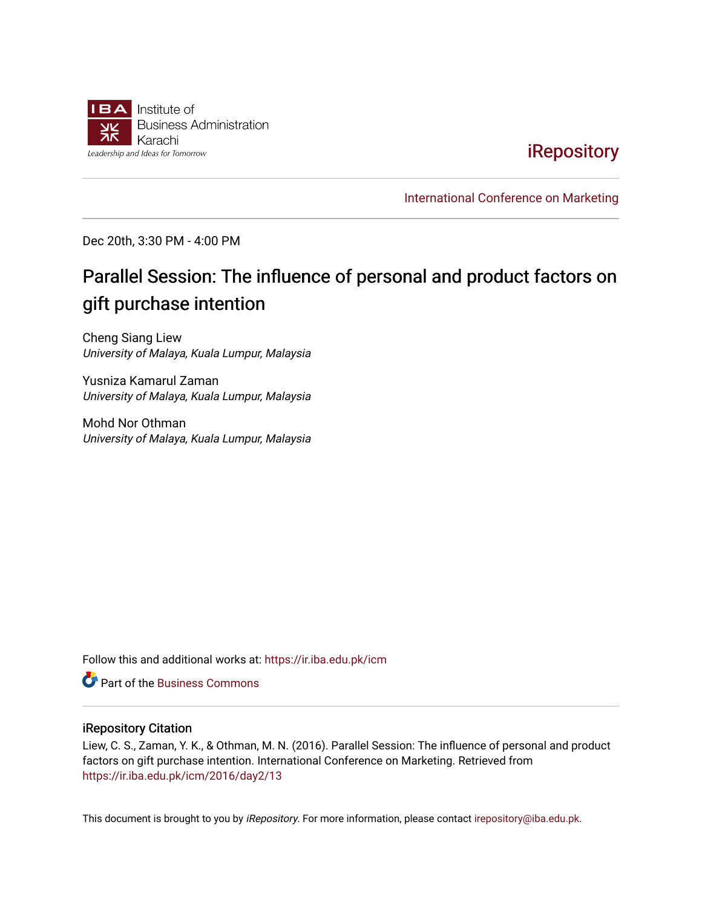Institute of Business Administration Karachi

Leadership and Ideas for Tomorrow

iRepository

International Conference on Marketing

Dec 20th, 3:30 PM - 4:00 PM

# Parallel Session: The influence of personal and product factors on gift purchase intention

Cheng Siang Liew
*University of Malaya, Kuala Lumpur, Malaysia*

Yusniza Kamarul Zaman
*University of Malaya, Kuala Lumpur, Malaysia*

Mohd Nor Othman
*University of Malaya, Kuala Lumpur, Malaysia*

Follow this and additional works at: https://ir.iba.edu.pk/icm

Part of the Business Commons

## iRepository Citation

Liew, C. S., Zaman, Y. K., & Othman, M. N. (2016). Parallel Session: The influence of personal and product factors on gift purchase intention. International Conference on Marketing. Retrieved from https://ir.iba.edu.pk/icm/2016/day2/13

This document is brought to you by *iRepository*. For more information, please contact irepository@iba.edu.pk.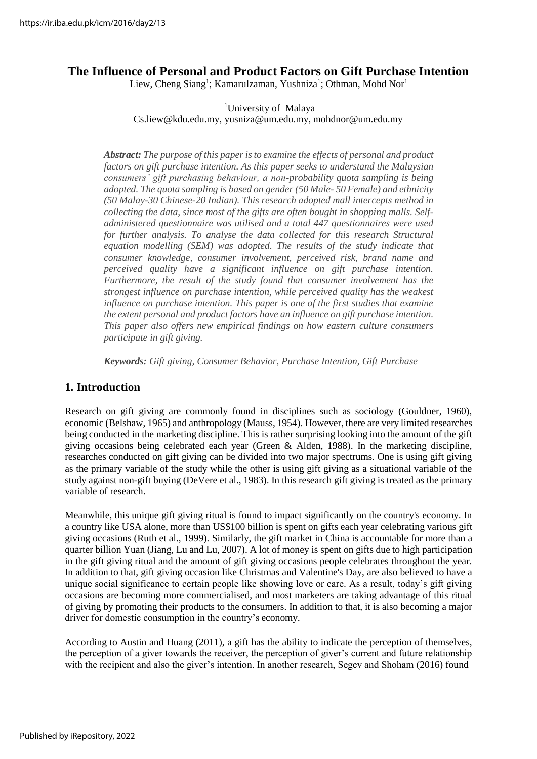# The Influence of Personal and Product Factors on Gift Purchase Intention

Liew, Cheng Siang[1]; Kamarulzaman, Yushniza[1]; Othman, Mohd Nor[1]

[1]University of Malaya
Cs.liew@kdu.edu.my, yusniza@um.edu.my, mohdnor@um.edu.my

***Abstract:*** *The purpose of this paper is to examine the effects of personal and product factors on gift purchase intention. As this paper seeks to understand the Malaysian consumers' gift purchasing behaviour, a non-probability quota sampling is being adopted. The quota sampling is based on gender (50 Male- 50 Female) and ethnicity (50 Malay-30 Chinese-20 Indian). This research adopted mall intercepts method in collecting the data, since most of the gifts are often bought in shopping malls. Self-administered questionnaire was utilised and a total 447 questionnaires were used for further analysis. To analyse the data collected for this research Structural equation modelling (SEM) was adopted. The results of the study indicate that consumer knowledge, consumer involvement, perceived risk, brand name and perceived quality have a significant influence on gift purchase intention. Furthermore, the result of the study found that consumer involvement has the strongest influence on purchase intention, while perceived quality has the weakest influence on purchase intention. This paper is one of the first studies that examine the extent personal and product factors have an influence on gift purchase intention. This paper also offers new empirical findings on how eastern culture consumers participate in gift giving.*

***Keywords:*** *Gift giving, Consumer Behavior, Purchase Intention, Gift Purchase*

## 1. Introduction

Research on gift giving are commonly found in disciplines such as sociology (Gouldner, 1960), economic (Belshaw, 1965) and anthropology (Mauss, 1954). However, there are very limited researches being conducted in the marketing discipline. This is rather surprising looking into the amount of the gift giving occasions being celebrated each year (Green & Alden, 1988). In the marketing discipline, researches conducted on gift giving can be divided into two major spectrums. One is using gift giving as the primary variable of the study while the other is using gift giving as a situational variable of the study against non-gift buying (DeVere et al., 1983). In this research gift giving is treated as the primary variable of research.

Meanwhile, this unique gift giving ritual is found to impact significantly on the country's economy. In a country like USA alone, more than US$100 billion is spent on gifts each year celebrating various gift giving occasions (Ruth et al., 1999). Similarly, the gift market in China is accountable for more than a quarter billion Yuan (Jiang, Lu and Lu, 2007). A lot of money is spent on gifts due to high participation in the gift giving ritual and the amount of gift giving occasions people celebrates throughout the year. In addition to that, gift giving occasion like Christmas and Valentine's Day, are also believed to have a unique social significance to certain people like showing love or care. As a result, today's gift giving occasions are becoming more commercialised, and most marketers are taking advantage of this ritual of giving by promoting their products to the consumers. In addition to that, it is also becoming a major driver for domestic consumption in the country's economy.

According to Austin and Huang (2011), a gift has the ability to indicate the perception of themselves, the perception of a giver towards the receiver, the perception of giver's current and future relationship with the recipient and also the giver's intention. In another research, Segev and Shoham (2016) found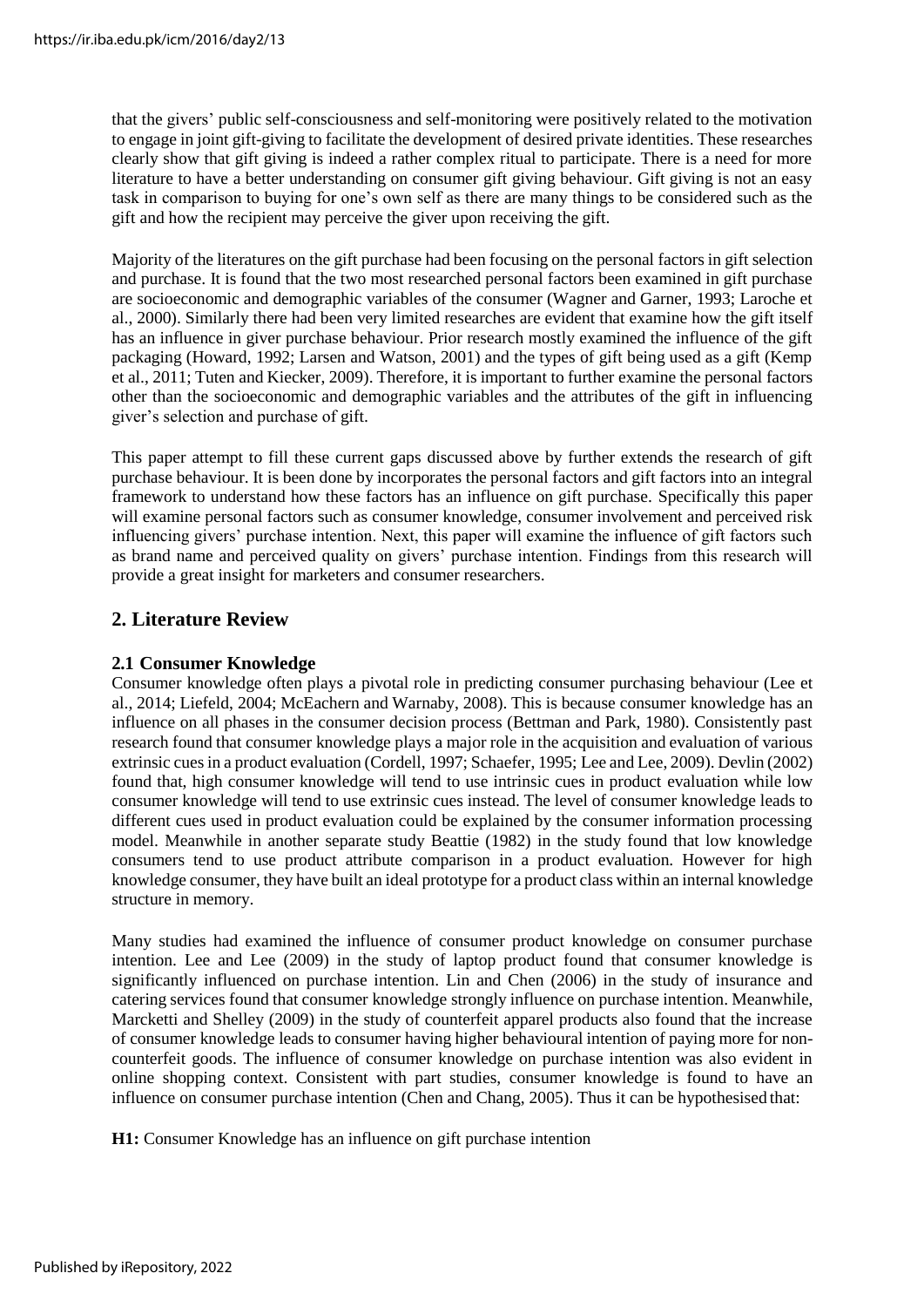that the givers' public self-consciousness and self-monitoring were positively related to the motivation to engage in joint gift-giving to facilitate the development of desired private identities. These researches clearly show that gift giving is indeed a rather complex ritual to participate. There is a need for more literature to have a better understanding on consumer gift giving behaviour. Gift giving is not an easy task in comparison to buying for one's own self as there are many things to be considered such as the gift and how the recipient may perceive the giver upon receiving the gift.

Majority of the literatures on the gift purchase had been focusing on the personal factors in gift selection and purchase. It is found that the two most researched personal factors been examined in gift purchase are socioeconomic and demographic variables of the consumer (Wagner and Garner, 1993; Laroche et al., 2000). Similarly there had been very limited researches are evident that examine how the gift itself has an influence in giver purchase behaviour. Prior research mostly examined the influence of the gift packaging (Howard, 1992; Larsen and Watson, 2001) and the types of gift being used as a gift (Kemp et al., 2011; Tuten and Kiecker, 2009). Therefore, it is important to further examine the personal factors other than the socioeconomic and demographic variables and the attributes of the gift in influencing giver's selection and purchase of gift.

This paper attempt to fill these current gaps discussed above by further extends the research of gift purchase behaviour. It is been done by incorporates the personal factors and gift factors into an integral framework to understand how these factors has an influence on gift purchase. Specifically this paper will examine personal factors such as consumer knowledge, consumer involvement and perceived risk influencing givers' purchase intention. Next, this paper will examine the influence of gift factors such as brand name and perceived quality on givers' purchase intention. Findings from this research will provide a great insight for marketers and consumer researchers.

## 2. Literature Review

### 2.1 Consumer Knowledge

Consumer knowledge often plays a pivotal role in predicting consumer purchasing behaviour (Lee et al., 2014; Liefeld, 2004; McEachern and Warnaby, 2008). This is because consumer knowledge has an influence on all phases in the consumer decision process (Bettman and Park, 1980). Consistently past research found that consumer knowledge plays a major role in the acquisition and evaluation of various extrinsic cues in a product evaluation (Cordell, 1997; Schaefer, 1995; Lee and Lee, 2009). Devlin (2002) found that, high consumer knowledge will tend to use intrinsic cues in product evaluation while low consumer knowledge will tend to use extrinsic cues instead. The level of consumer knowledge leads to different cues used in product evaluation could be explained by the consumer information processing model. Meanwhile in another separate study Beattie (1982) in the study found that low knowledge consumers tend to use product attribute comparison in a product evaluation. However for high knowledge consumer, they have built an ideal prototype for a product class within an internal knowledge structure in memory.

Many studies had examined the influence of consumer product knowledge on consumer purchase intention. Lee and Lee (2009) in the study of laptop product found that consumer knowledge is significantly influenced on purchase intention. Lin and Chen (2006) in the study of insurance and catering services found that consumer knowledge strongly influence on purchase intention. Meanwhile, Marcketti and Shelley (2009) in the study of counterfeit apparel products also found that the increase of consumer knowledge leads to consumer having higher behavioural intention of paying more for non-counterfeit goods. The influence of consumer knowledge on purchase intention was also evident in online shopping context. Consistent with part studies, consumer knowledge is found to have an influence on consumer purchase intention (Chen and Chang, 2005). Thus it can be hypothesised that:

**H1:** Consumer Knowledge has an influence on gift purchase intention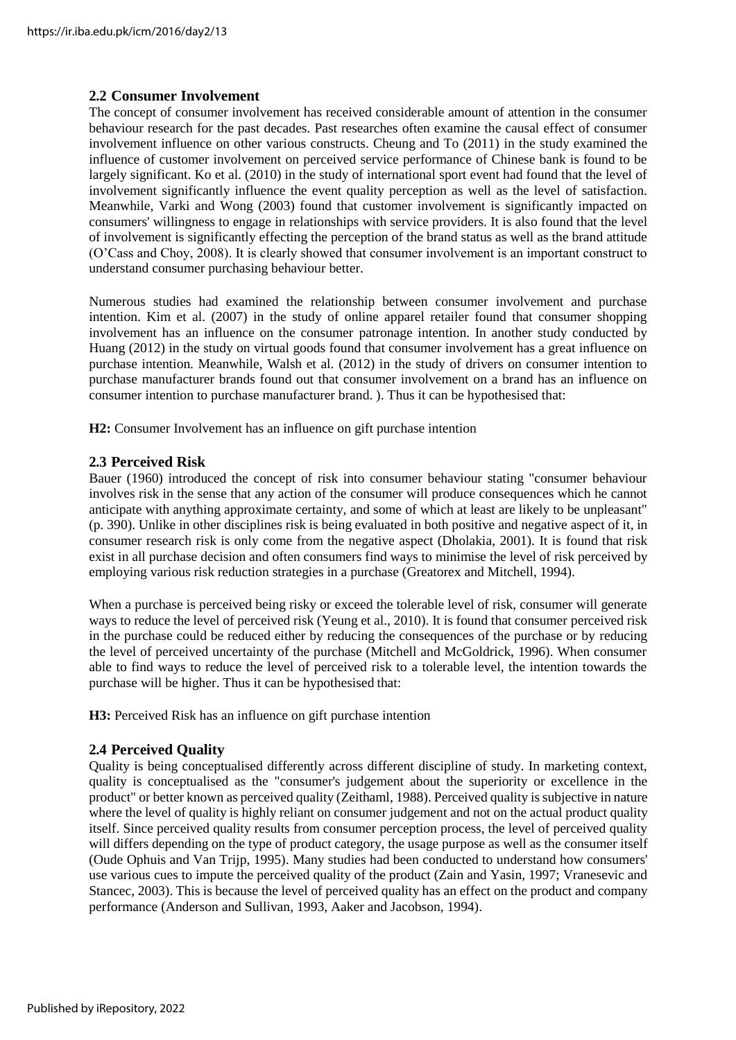## 2.2 Consumer Involvement

The concept of consumer involvement has received considerable amount of attention in the consumer behaviour research for the past decades. Past researches often examine the causal effect of consumer involvement influence on other various constructs. Cheung and To (2011) in the study examined the influence of customer involvement on perceived service performance of Chinese bank is found to be largely significant. Ko et al. (2010) in the study of international sport event had found that the level of involvement significantly influence the event quality perception as well as the level of satisfaction. Meanwhile, Varki and Wong (2003) found that customer involvement is significantly impacted on consumers' willingness to engage in relationships with service providers. It is also found that the level of involvement is significantly effecting the perception of the brand status as well as the brand attitude (O'Cass and Choy, 2008). It is clearly showed that consumer involvement is an important construct to understand consumer purchasing behaviour better.

Numerous studies had examined the relationship between consumer involvement and purchase intention. Kim et al. (2007) in the study of online apparel retailer found that consumer shopping involvement has an influence on the consumer patronage intention. In another study conducted by Huang (2012) in the study on virtual goods found that consumer involvement has a great influence on purchase intention. Meanwhile, Walsh et al. (2012) in the study of drivers on consumer intention to purchase manufacturer brands found out that consumer involvement on a brand has an influence on consumer intention to purchase manufacturer brand. ). Thus it can be hypothesised that:

**H2:** Consumer Involvement has an influence on gift purchase intention

## 2.3 Perceived Risk

Bauer (1960) introduced the concept of risk into consumer behaviour stating "consumer behaviour involves risk in the sense that any action of the consumer will produce consequences which he cannot anticipate with anything approximate certainty, and some of which at least are likely to be unpleasant" (p. 390). Unlike in other disciplines risk is being evaluated in both positive and negative aspect of it, in consumer research risk is only come from the negative aspect (Dholakia, 2001). It is found that risk exist in all purchase decision and often consumers find ways to minimise the level of risk perceived by employing various risk reduction strategies in a purchase (Greatorex and Mitchell, 1994).

When a purchase is perceived being risky or exceed the tolerable level of risk, consumer will generate ways to reduce the level of perceived risk (Yeung et al., 2010). It is found that consumer perceived risk in the purchase could be reduced either by reducing the consequences of the purchase or by reducing the level of perceived uncertainty of the purchase (Mitchell and McGoldrick, 1996). When consumer able to find ways to reduce the level of perceived risk to a tolerable level, the intention towards the purchase will be higher. Thus it can be hypothesised that:

**H3:** Perceived Risk has an influence on gift purchase intention

## 2.4 Perceived Quality

Quality is being conceptualised differently across different discipline of study. In marketing context, quality is conceptualised as the "consumer's judgement about the superiority or excellence in the product" or better known as perceived quality (Zeithaml, 1988). Perceived quality is subjective in nature where the level of quality is highly reliant on consumer judgement and not on the actual product quality itself. Since perceived quality results from consumer perception process, the level of perceived quality will differs depending on the type of product category, the usage purpose as well as the consumer itself (Oude Ophuis and Van Trijp, 1995). Many studies had been conducted to understand how consumers' use various cues to impute the perceived quality of the product (Zain and Yasin, 1997; Vranesevic and Stancec, 2003). This is because the level of perceived quality has an effect on the product and company performance (Anderson and Sullivan, 1993, Aaker and Jacobson, 1994).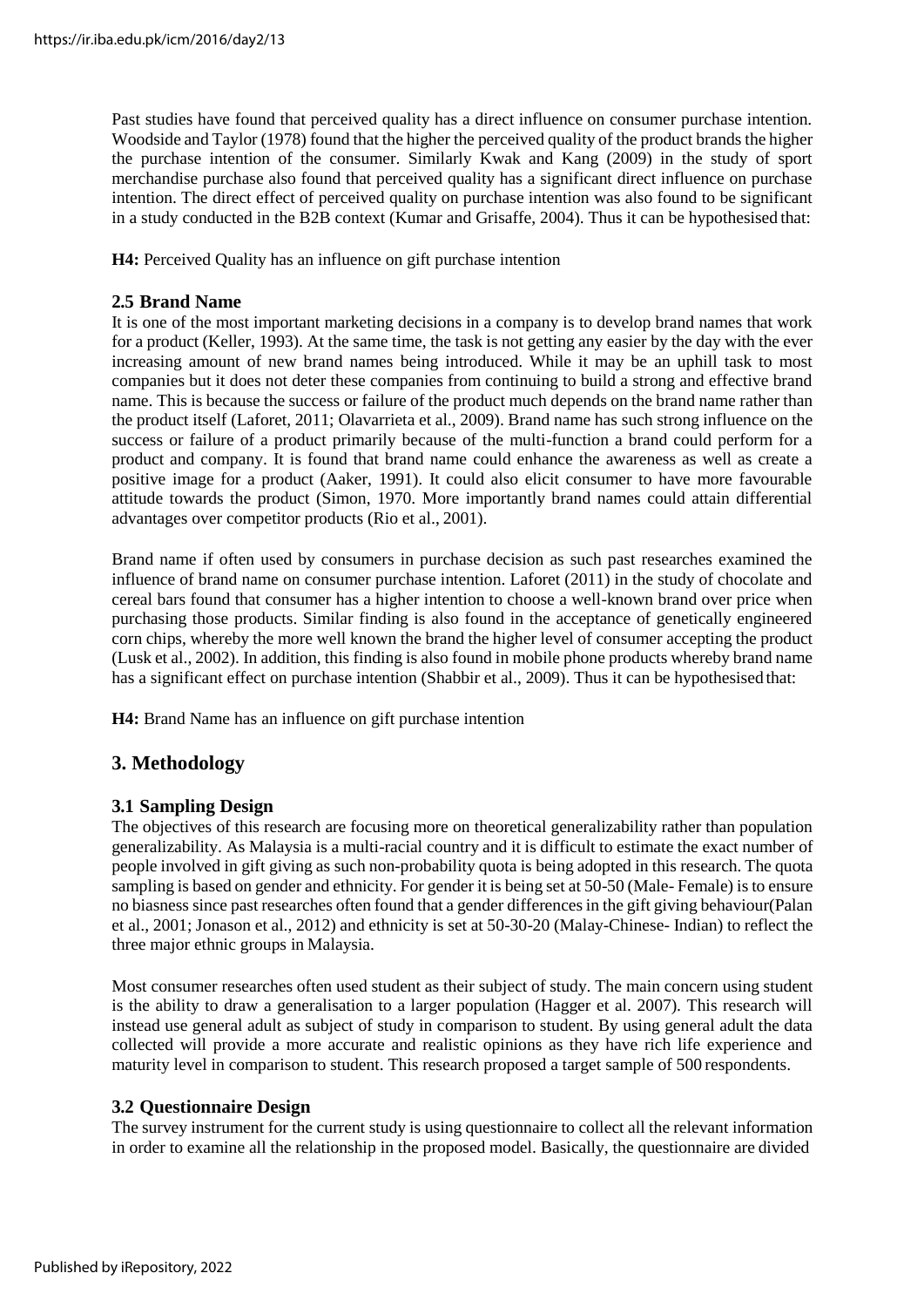Past studies have found that perceived quality has a direct influence on consumer purchase intention. Woodside and Taylor (1978) found that the higher the perceived quality of the product brands the higher the purchase intention of the consumer. Similarly Kwak and Kang (2009) in the study of sport merchandise purchase also found that perceived quality has a significant direct influence on purchase intention. The direct effect of perceived quality on purchase intention was also found to be significant in a study conducted in the B2B context (Kumar and Grisaffe, 2004). Thus it can be hypothesised that:

**H4:** Perceived Quality has an influence on gift purchase intention

### 2.5 Brand Name

It is one of the most important marketing decisions in a company is to develop brand names that work for a product (Keller, 1993). At the same time, the task is not getting any easier by the day with the ever increasing amount of new brand names being introduced. While it may be an uphill task to most companies but it does not deter these companies from continuing to build a strong and effective brand name. This is because the success or failure of the product much depends on the brand name rather than the product itself (Laforet, 2011; Olavarrieta et al., 2009). Brand name has such strong influence on the success or failure of a product primarily because of the multi-function a brand could perform for a product and company. It is found that brand name could enhance the awareness as well as create a positive image for a product (Aaker, 1991). It could also elicit consumer to have more favourable attitude towards the product (Simon, 1970. More importantly brand names could attain differential advantages over competitor products (Rio et al., 2001).

Brand name if often used by consumers in purchase decision as such past researches examined the influence of brand name on consumer purchase intention. Laforet (2011) in the study of chocolate and cereal bars found that consumer has a higher intention to choose a well-known brand over price when purchasing those products. Similar finding is also found in the acceptance of genetically engineered corn chips, whereby the more well known the brand the higher level of consumer accepting the product (Lusk et al., 2002). In addition, this finding is also found in mobile phone products whereby brand name has a significant effect on purchase intention (Shabbir et al., 2009). Thus it can be hypothesised that:

**H4:** Brand Name has an influence on gift purchase intention

## 3. Methodology

### 3.1 Sampling Design

The objectives of this research are focusing more on theoretical generalizability rather than population generalizability. As Malaysia is a multi-racial country and it is difficult to estimate the exact number of people involved in gift giving as such non-probability quota is being adopted in this research. The quota sampling is based on gender and ethnicity. For gender it is being set at 50-50 (Male- Female) is to ensure no biasness since past researches often found that a gender differences in the gift giving behaviour(Palan et al., 2001; Jonason et al., 2012) and ethnicity is set at 50-30-20 (Malay-Chinese- Indian) to reflect the three major ethnic groups in Malaysia.

Most consumer researches often used student as their subject of study. The main concern using student is the ability to draw a generalisation to a larger population (Hagger et al. 2007). This research will instead use general adult as subject of study in comparison to student. By using general adult the data collected will provide a more accurate and realistic opinions as they have rich life experience and maturity level in comparison to student. This research proposed a target sample of 500 respondents.

### 3.2 Questionnaire Design

The survey instrument for the current study is using questionnaire to collect all the relevant information in order to examine all the relationship in the proposed model. Basically, the questionnaire are divided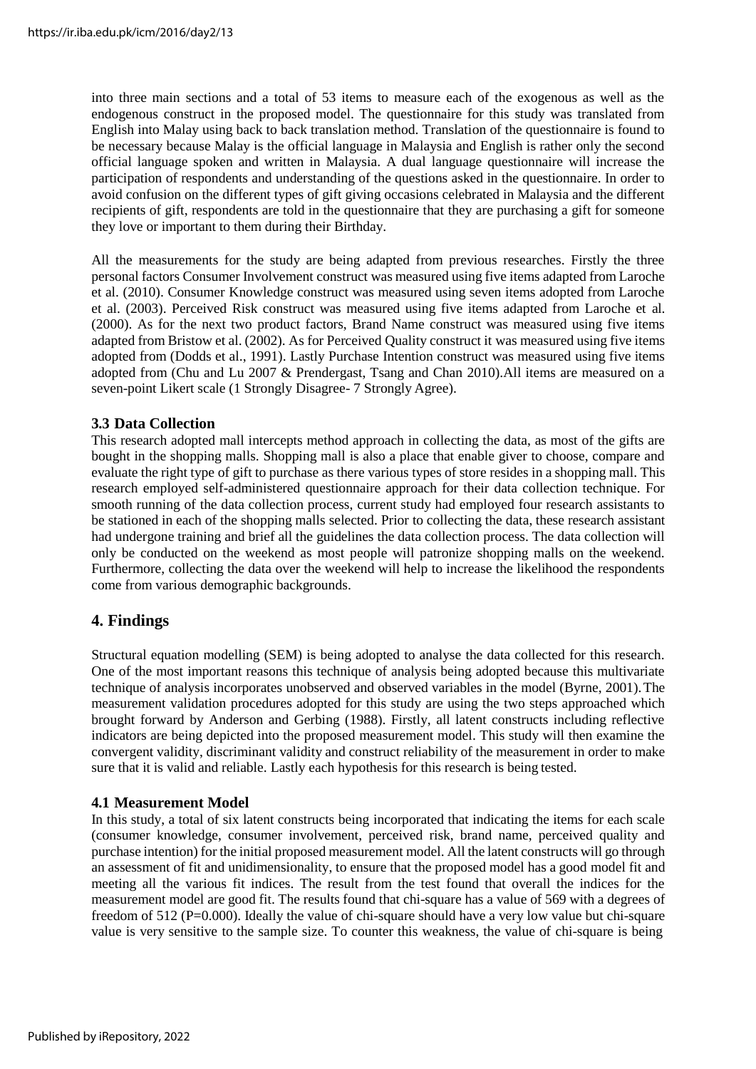into three main sections and a total of 53 items to measure each of the exogenous as well as the endogenous construct in the proposed model. The questionnaire for this study was translated from English into Malay using back to back translation method. Translation of the questionnaire is found to be necessary because Malay is the official language in Malaysia and English is rather only the second official language spoken and written in Malaysia. A dual language questionnaire will increase the participation of respondents and understanding of the questions asked in the questionnaire. In order to avoid confusion on the different types of gift giving occasions celebrated in Malaysia and the different recipients of gift, respondents are told in the questionnaire that they are purchasing a gift for someone they love or important to them during their Birthday.

All the measurements for the study are being adapted from previous researches. Firstly the three personal factors Consumer Involvement construct was measured using five items adapted from Laroche et al. (2010). Consumer Knowledge construct was measured using seven items adopted from Laroche et al. (2003). Perceived Risk construct was measured using five items adapted from Laroche et al. (2000). As for the next two product factors, Brand Name construct was measured using five items adapted from Bristow et al. (2002). As for Perceived Quality construct it was measured using five items adopted from (Dodds et al., 1991). Lastly Purchase Intention construct was measured using five items adopted from (Chu and Lu 2007 & Prendergast, Tsang and Chan 2010).All items are measured on a seven-point Likert scale (1 Strongly Disagree- 7 Strongly Agree).

### 3.3 Data Collection

This research adopted mall intercepts method approach in collecting the data, as most of the gifts are bought in the shopping malls. Shopping mall is also a place that enable giver to choose, compare and evaluate the right type of gift to purchase as there various types of store resides in a shopping mall. This research employed self-administered questionnaire approach for their data collection technique. For smooth running of the data collection process, current study had employed four research assistants to be stationed in each of the shopping malls selected. Prior to collecting the data, these research assistant had undergone training and brief all the guidelines the data collection process. The data collection will only be conducted on the weekend as most people will patronize shopping malls on the weekend. Furthermore, collecting the data over the weekend will help to increase the likelihood the respondents come from various demographic backgrounds.

## 4. Findings

Structural equation modelling (SEM) is being adopted to analyse the data collected for this research. One of the most important reasons this technique of analysis being adopted because this multivariate technique of analysis incorporates unobserved and observed variables in the model (Byrne, 2001). The measurement validation procedures adopted for this study are using the two steps approached which brought forward by Anderson and Gerbing (1988). Firstly, all latent constructs including reflective indicators are being depicted into the proposed measurement model. This study will then examine the convergent validity, discriminant validity and construct reliability of the measurement in order to make sure that it is valid and reliable. Lastly each hypothesis for this research is being tested.

### 4.1 Measurement Model

In this study, a total of six latent constructs being incorporated that indicating the items for each scale (consumer knowledge, consumer involvement, perceived risk, brand name, perceived quality and purchase intention) for the initial proposed measurement model. All the latent constructs will go through an assessment of fit and unidimensionality, to ensure that the proposed model has a good model fit and meeting all the various fit indices. The result from the test found that overall the indices for the measurement model are good fit. The results found that chi-square has a value of 569 with a degrees of freedom of 512 (P=0.000). Ideally the value of chi-square should have a very low value but chi-square value is very sensitive to the sample size. To counter this weakness, the value of chi-square is being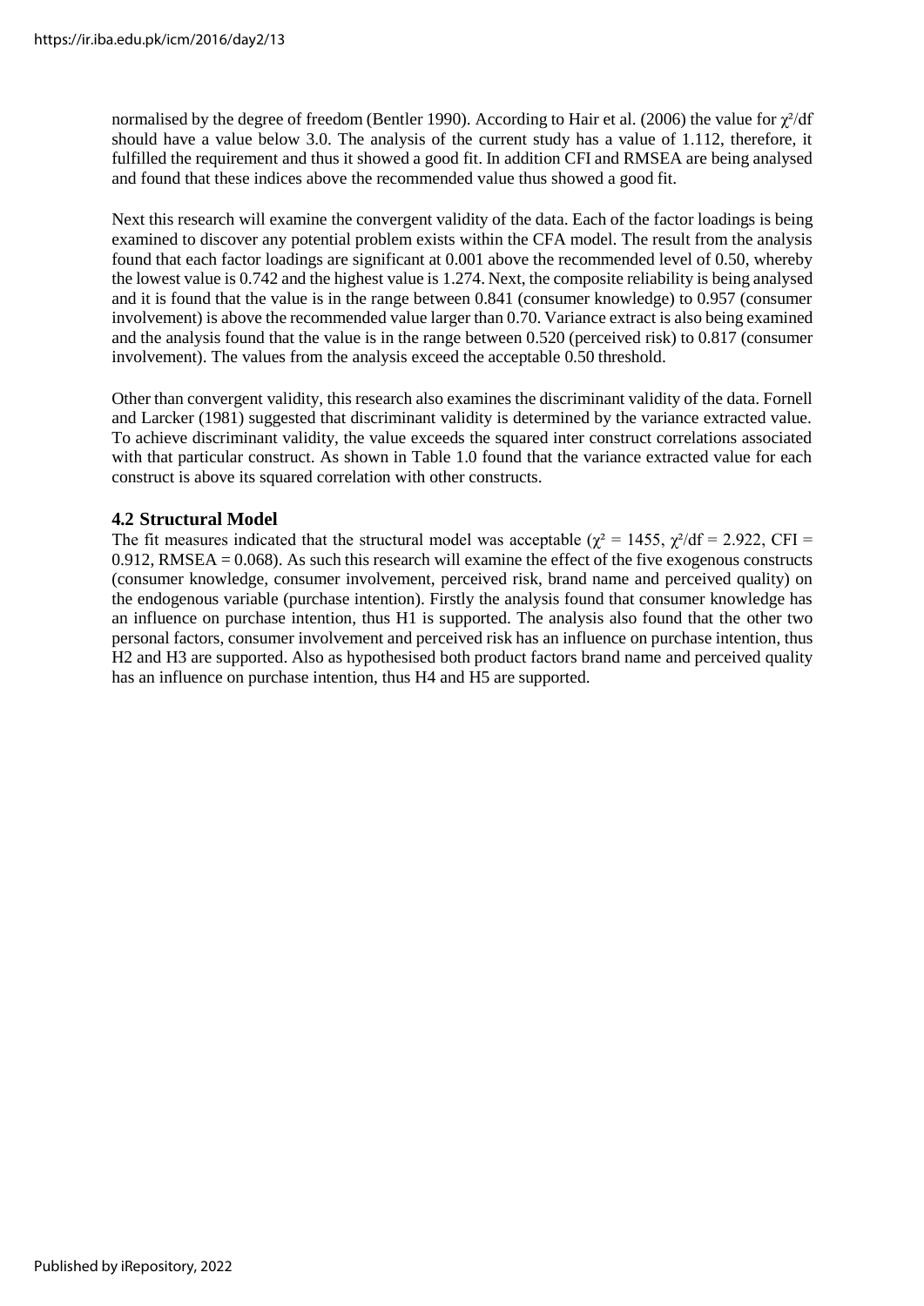normalised by the degree of freedom (Bentler 1990). According to Hair et al. (2006) the value for $\chi^2/df$ should have a value below 3.0. The analysis of the current study has a value of 1.112, therefore, it fulfilled the requirement and thus it showed a good fit. In addition CFI and RMSEA are being analysed and found that these indices above the recommended value thus showed a good fit.

Next this research will examine the convergent validity of the data. Each of the factor loadings is being examined to discover any potential problem exists within the CFA model. The result from the analysis found that each factor loadings are significant at 0.001 above the recommended level of 0.50, whereby the lowest value is 0.742 and the highest value is 1.274. Next, the composite reliability is being analysed and it is found that the value is in the range between 0.841 (consumer knowledge) to 0.957 (consumer involvement) is above the recommended value larger than 0.70. Variance extract is also being examined and the analysis found that the value is in the range between 0.520 (perceived risk) to 0.817 (consumer involvement). The values from the analysis exceed the acceptable 0.50 threshold.

Other than convergent validity, this research also examines the discriminant validity of the data. Fornell and Larcker (1981) suggested that discriminant validity is determined by the variance extracted value. To achieve discriminant validity, the value exceeds the squared inter construct correlations associated with that particular construct. As shown in Table 1.0 found that the variance extracted value for each construct is above its squared correlation with other constructs.

### 4.2 Structural Model

The fit measures indicated that the structural model was acceptable ($\chi^2 = 1455$, $\chi^2/df = 2.922$, CFI = 0.912, RMSEA = 0.068). As such this research will examine the effect of the five exogenous constructs (consumer knowledge, consumer involvement, perceived risk, brand name and perceived quality) on the endogenous variable (purchase intention). Firstly the analysis found that consumer knowledge has an influence on purchase intention, thus H1 is supported. The analysis also found that the other two personal factors, consumer involvement and perceived risk has an influence on purchase intention, thus H2 and H3 are supported. Also as hypothesised both product factors brand name and perceived quality has an influence on purchase intention, thus H4 and H5 are supported.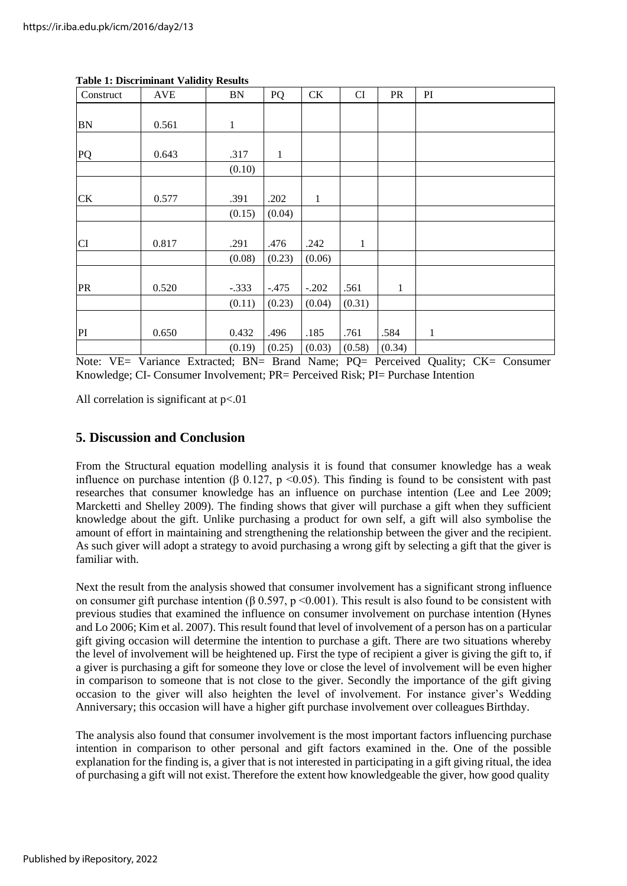**Table 1: Discriminant Validity Results**

| Construct | AVE | BN | PQ | CK | CI | PR | PI |
|---|---|---|---|---|---|---|---|
| BN | 0.561 | 1 | | | | | |
| PQ | 0.643 | .317 | 1 | | | | |
| | | (0.10) | | | | | |
| CK | 0.577 | .391 | .202 | 1 | | | |
| | | (0.15) | (0.04) | | | | |
| CI | 0.817 | .291 | .476 | .242 | 1 | | |
| | | (0.08) | (0.23) | (0.06) | | | |
| PR | 0.520 | -.333 | -.475 | -.202 | .561 | 1 | |
| | | (0.11) | (0.23) | (0.04) | (0.31) | | |
| PI | 0.650 | 0.432 | .496 | .185 | .761 | .584 | 1 |
| | | (0.19) | (0.25) | (0.03) | (0.58) | (0.34) | |

Note: VE= Variance Extracted; BN= Brand Name; PQ= Perceived Quality; CK= Consumer Knowledge; CI- Consumer Involvement; PR= Perceived Risk; PI= Purchase Intention

All correlation is significant at $p<.01$

## 5. Discussion and Conclusion

From the Structural equation modelling analysis it is found that consumer knowledge has a weak influence on purchase intention ($\beta$ 0.127, $p < 0.05$). This finding is found to be consistent with past researches that consumer knowledge has an influence on purchase intention (Lee and Lee 2009; Marcketti and Shelley 2009). The finding shows that giver will purchase a gift when they sufficient knowledge about the gift. Unlike purchasing a product for own self, a gift will also symbolise the amount of effort in maintaining and strengthening the relationship between the giver and the recipient. As such giver will adopt a strategy to avoid purchasing a wrong gift by selecting a gift that the giver is familiar with.

Next the result from the analysis showed that consumer involvement has a significant strong influence on consumer gift purchase intention ($\beta$ 0.597, $p < 0.001$). This result is also found to be consistent with previous studies that examined the influence on consumer involvement on purchase intention (Hynes and Lo 2006; Kim et al. 2007). This result found that level of involvement of a person has on a particular gift giving occasion will determine the intention to purchase a gift. There are two situations whereby the level of involvement will be heightened up. First the type of recipient a giver is giving the gift to, if a giver is purchasing a gift for someone they love or close the level of involvement will be even higher in comparison to someone that is not close to the giver. Secondly the importance of the gift giving occasion to the giver will also heighten the level of involvement. For instance giver's Wedding Anniversary; this occasion will have a higher gift purchase involvement over colleagues Birthday.

The analysis also found that consumer involvement is the most important factors influencing purchase intention in comparison to other personal and gift factors examined in the. One of the possible explanation for the finding is, a giver that is not interested in participating in a gift giving ritual, the idea of purchasing a gift will not exist. Therefore the extent how knowledgeable the giver, how good quality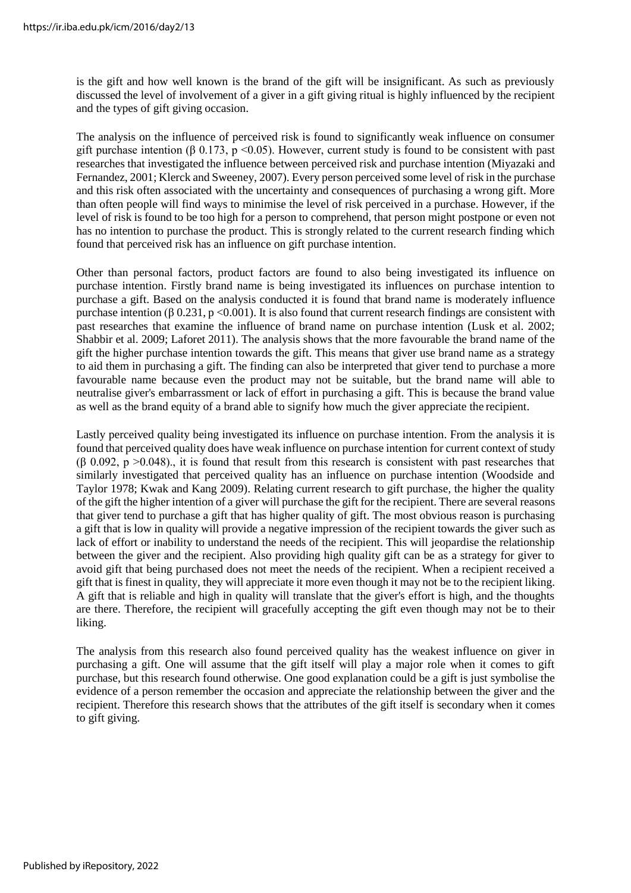is the gift and how well known is the brand of the gift will be insignificant. As such as previously discussed the level of involvement of a giver in a gift giving ritual is highly influenced by the recipient and the types of gift giving occasion.

The analysis on the influence of perceived risk is found to significantly weak influence on consumer gift purchase intention (β 0.173, $p < 0.05$). However, current study is found to be consistent with past researches that investigated the influence between perceived risk and purchase intention (Miyazaki and Fernandez, 2001; Klerck and Sweeney, 2007). Every person perceived some level of risk in the purchase and this risk often associated with the uncertainty and consequences of purchasing a wrong gift. More than often people will find ways to minimise the level of risk perceived in a purchase. However, if the level of risk is found to be too high for a person to comprehend, that person might postpone or even not has no intention to purchase the product. This is strongly related to the current research finding which found that perceived risk has an influence on gift purchase intention.

Other than personal factors, product factors are found to also being investigated its influence on purchase intention. Firstly brand name is being investigated its influences on purchase intention to purchase a gift. Based on the analysis conducted it is found that brand name is moderately influence purchase intention (β 0.231, $p < 0.001$). It is also found that current research findings are consistent with past researches that examine the influence of brand name on purchase intention (Lusk et al. 2002; Shabbir et al. 2009; Laforet 2011). The analysis shows that the more favourable the brand name of the gift the higher purchase intention towards the gift. This means that giver use brand name as a strategy to aid them in purchasing a gift. The finding can also be interpreted that giver tend to purchase a more favourable name because even the product may not be suitable, but the brand name will able to neutralise giver's embarrassment or lack of effort in purchasing a gift. This is because the brand value as well as the brand equity of a brand able to signify how much the giver appreciate the recipient.

Lastly perceived quality being investigated its influence on purchase intention. From the analysis it is found that perceived quality does have weak influence on purchase intention for current context of study (β 0.092, $p > 0.048$)., it is found that result from this research is consistent with past researches that similarly investigated that perceived quality has an influence on purchase intention (Woodside and Taylor 1978; Kwak and Kang 2009). Relating current research to gift purchase, the higher the quality of the gift the higher intention of a giver will purchase the gift for the recipient. There are several reasons that giver tend to purchase a gift that has higher quality of gift. The most obvious reason is purchasing a gift that is low in quality will provide a negative impression of the recipient towards the giver such as lack of effort or inability to understand the needs of the recipient. This will jeopardise the relationship between the giver and the recipient. Also providing high quality gift can be as a strategy for giver to avoid gift that being purchased does not meet the needs of the recipient. When a recipient received a gift that is finest in quality, they will appreciate it more even though it may not be to the recipient liking. A gift that is reliable and high in quality will translate that the giver's effort is high, and the thoughts are there. Therefore, the recipient will gracefully accepting the gift even though may not be to their liking.

The analysis from this research also found perceived quality has the weakest influence on giver in purchasing a gift. One will assume that the gift itself will play a major role when it comes to gift purchase, but this research found otherwise. One good explanation could be a gift is just symbolise the evidence of a person remember the occasion and appreciate the relationship between the giver and the recipient. Therefore this research shows that the attributes of the gift itself is secondary when it comes to gift giving.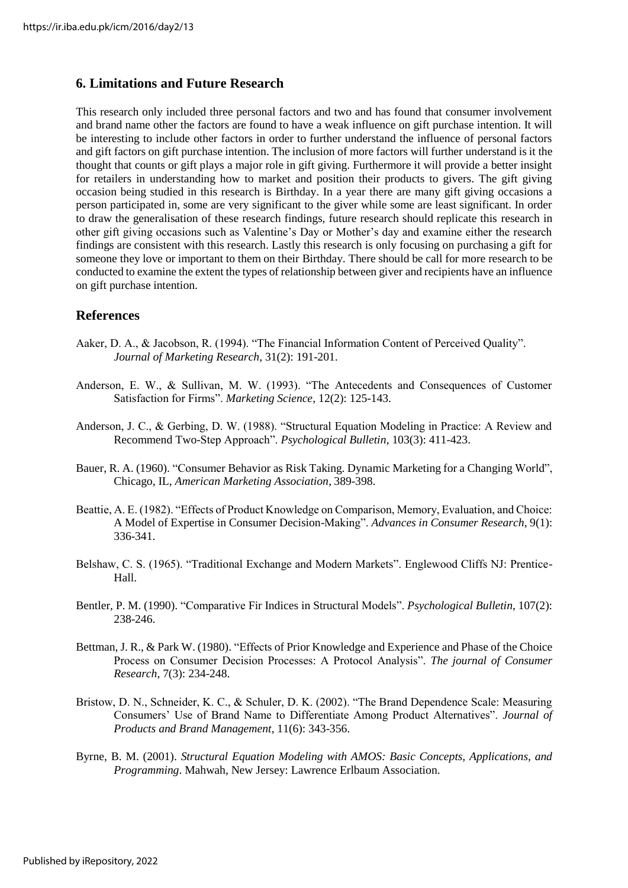## 6. Limitations and Future Research

This research only included three personal factors and two and has found that consumer involvement and brand name other the factors are found to have a weak influence on gift purchase intention. It will be interesting to include other factors in order to further understand the influence of personal factors and gift factors on gift purchase intention. The inclusion of more factors will further understand is it the thought that counts or gift plays a major role in gift giving. Furthermore it will provide a better insight for retailers in understanding how to market and position their products to givers. The gift giving occasion being studied in this research is Birthday. In a year there are many gift giving occasions a person participated in, some are very significant to the giver while some are least significant. In order to draw the generalisation of these research findings, future research should replicate this research in other gift giving occasions such as Valentine's Day or Mother's day and examine either the research findings are consistent with this research. Lastly this research is only focusing on purchasing a gift for someone they love or important to them on their Birthday. There should be call for more research to be conducted to examine the extent the types of relationship between giver and recipients have an influence on gift purchase intention.

## References

Aaker, D. A., & Jacobson, R. (1994). "The Financial Information Content of Perceived Quality". *Journal of Marketing Research*, 31(2): 191-201.

Anderson, E. W., & Sullivan, M. W. (1993). "The Antecedents and Consequences of Customer Satisfaction for Firms". *Marketing Science*, 12(2): 125-143.

Anderson, J. C., & Gerbing, D. W. (1988). "Structural Equation Modeling in Practice: A Review and Recommend Two-Step Approach". *Psychological Bulletin*, 103(3): 411-423.

Bauer, R. A. (1960). "Consumer Behavior as Risk Taking. Dynamic Marketing for a Changing World", Chicago, IL, *American Marketing Association*, 389-398.

Beattie, A. E. (1982). "Effects of Product Knowledge on Comparison, Memory, Evaluation, and Choice: A Model of Expertise in Consumer Decision-Making". *Advances in Consumer Research*, 9(1): 336-341.

Belshaw, C. S. (1965). "Traditional Exchange and Modern Markets". Englewood Cliffs NJ: Prentice-Hall.

Bentler, P. M. (1990). "Comparative Fir Indices in Structural Models". *Psychological Bulletin*, 107(2): 238-246.

Bettman, J. R., & Park W. (1980). "Effects of Prior Knowledge and Experience and Phase of the Choice Process on Consumer Decision Processes: A Protocol Analysis". *The journal of Consumer Research*, 7(3): 234-248.

Bristow, D. N., Schneider, K. C., & Schuler, D. K. (2002). "The Brand Dependence Scale: Measuring Consumers' Use of Brand Name to Differentiate Among Product Alternatives". *Journal of Products and Brand Management*, 11(6): 343-356.

Byrne, B. M. (2001). *Structural Equation Modeling with AMOS: Basic Concepts, Applications, and Programming*. Mahwah, New Jersey: Lawrence Erlbaum Association.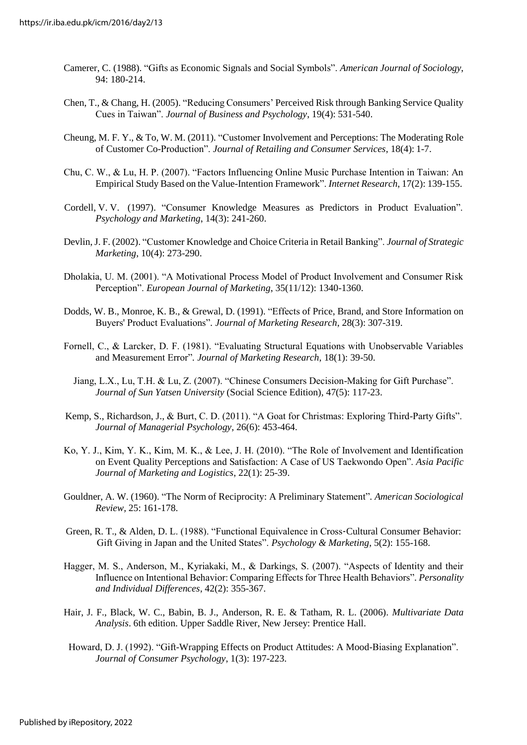Camerer, C. (1988). "Gifts as Economic Signals and Social Symbols". *American Journal of Sociology*, 94: 180-214.

Chen, T., & Chang, H. (2005). "Reducing Consumers' Perceived Risk through Banking Service Quality Cues in Taiwan". *Journal of Business and Psychology*, 19(4): 531-540.

Cheung, M. F. Y., & To, W. M. (2011). "Customer Involvement and Perceptions: The Moderating Role of Customer Co-Production". *Journal of Retailing and Consumer Services*, 18(4): 1-7.

Chu, C. W., & Lu, H. P. (2007). "Factors Influencing Online Music Purchase Intention in Taiwan: An Empirical Study Based on the Value-Intention Framework". *Internet Research*, 17(2): 139-155.

Cordell, V. V. (1997). "Consumer Knowledge Measures as Predictors in Product Evaluation". *Psychology and Marketing*, 14(3): 241-260.

Devlin, J. F. (2002). "Customer Knowledge and Choice Criteria in Retail Banking". *Journal of Strategic Marketing*, 10(4): 273-290.

Dholakia, U. M. (2001). "A Motivational Process Model of Product Involvement and Consumer Risk Perception". *European Journal of Marketing*, 35(11/12): 1340-1360.

Dodds, W. B., Monroe, K. B., & Grewal, D. (1991). "Effects of Price, Brand, and Store Information on Buyers' Product Evaluations". *Journal of Marketing Research*, 28(3): 307-319.

Fornell, C., & Larcker, D. F. (1981). "Evaluating Structural Equations with Unobservable Variables and Measurement Error". *Journal of Marketing Research*, 18(1): 39-50.

Jiang, L.X., Lu, T.H. & Lu, Z. (2007). "Chinese Consumers Decision-Making for Gift Purchase". *Journal of Sun Yatsen University* (Social Science Edition), 47(5): 117-23.

Kemp, S., Richardson, J., & Burt, C. D. (2011). "A Goat for Christmas: Exploring Third-Party Gifts". *Journal of Managerial Psychology*, 26(6): 453-464.

Ko, Y. J., Kim, Y. K., Kim, M. K., & Lee, J. H. (2010). "The Role of Involvement and Identification on Event Quality Perceptions and Satisfaction: A Case of US Taekwondo Open". *Asia Pacific Journal of Marketing and Logistics*, 22(1): 25-39.

Gouldner, A. W. (1960). "The Norm of Reciprocity: A Preliminary Statement". *American Sociological Review*, 25: 161-178.

Green, R. T., & Alden, D. L. (1988). "Functional Equivalence in Cross‐Cultural Consumer Behavior: Gift Giving in Japan and the United States". *Psychology & Marketing*, 5(2): 155-168.

Hagger, M. S., Anderson, M., Kyriakaki, M., & Darkings, S. (2007). "Aspects of Identity and their Influence on Intentional Behavior: Comparing Effects for Three Health Behaviors". *Personality and Individual Differences*, 42(2): 355-367.

Hair, J. F., Black, W. C., Babin, B. J., Anderson, R. E. & Tatham, R. L. (2006). *Multivariate Data Analysis*. 6th edition. Upper Saddle River, New Jersey: Prentice Hall.

Howard, D. J. (1992). "Gift-Wrapping Effects on Product Attitudes: A Mood-Biasing Explanation". *Journal of Consumer Psychology*, 1(3): 197-223.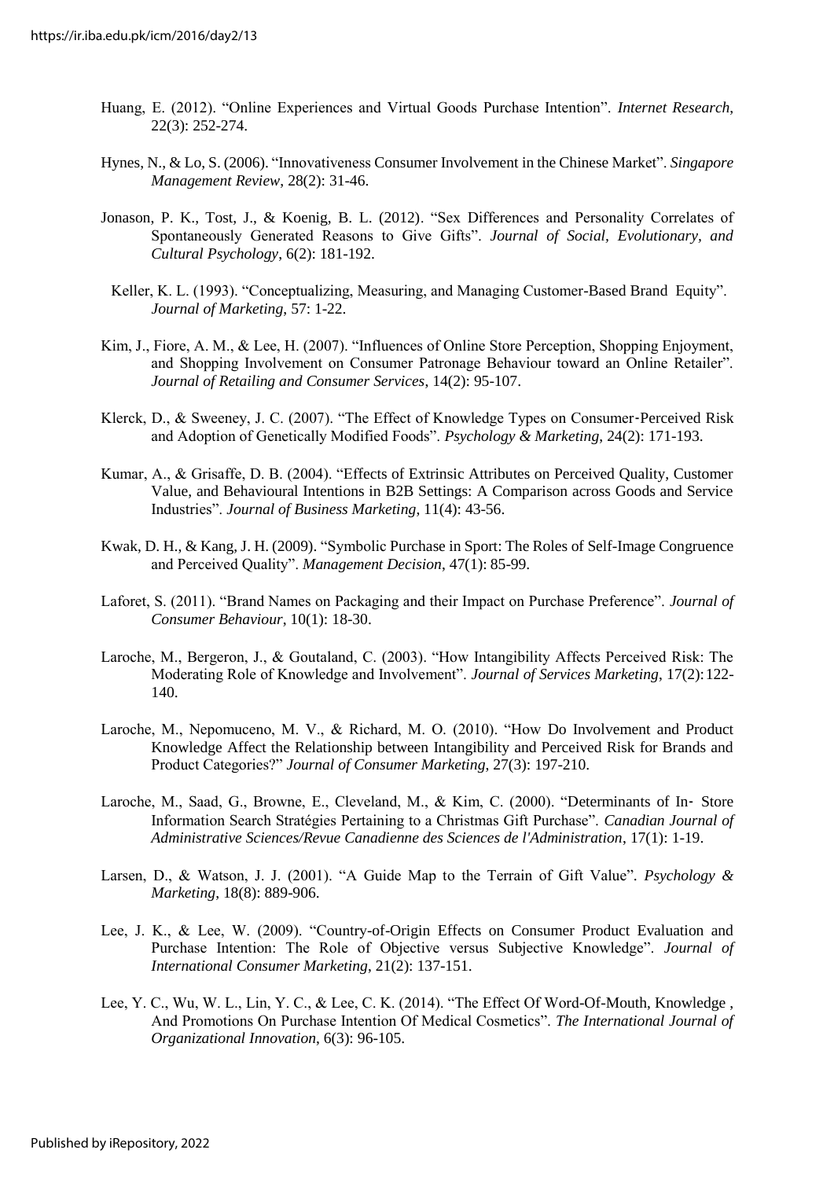Huang, E. (2012). "Online Experiences and Virtual Goods Purchase Intention". *Internet Research*, 22(3): 252-274.

Hynes, N., & Lo, S. (2006). "Innovativeness Consumer Involvement in the Chinese Market". *Singapore Management Review*, 28(2): 31-46.

Jonason, P. K., Tost, J., & Koenig, B. L. (2012). "Sex Differences and Personality Correlates of Spontaneously Generated Reasons to Give Gifts". *Journal of Social, Evolutionary, and Cultural Psychology*, 6(2): 181-192.

Keller, K. L. (1993). "Conceptualizing, Measuring, and Managing Customer-Based Brand Equity". *Journal of Marketing*, 57: 1-22.

Kim, J., Fiore, A. M., & Lee, H. (2007). "Influences of Online Store Perception, Shopping Enjoyment, and Shopping Involvement on Consumer Patronage Behaviour toward an Online Retailer". *Journal of Retailing and Consumer Services*, 14(2): 95-107.

Klerck, D., & Sweeney, J. C. (2007). "The Effect of Knowledge Types on Consumer‐Perceived Risk and Adoption of Genetically Modified Foods". *Psychology & Marketing*, 24(2): 171-193.

Kumar, A., & Grisaffe, D. B. (2004). "Effects of Extrinsic Attributes on Perceived Quality, Customer Value, and Behavioural Intentions in B2B Settings: A Comparison across Goods and Service Industries". *Journal of Business Marketing*, 11(4): 43-56.

Kwak, D. H., & Kang, J. H. (2009). "Symbolic Purchase in Sport: The Roles of Self-Image Congruence and Perceived Quality". *Management Decision*, 47(1): 85-99.

Laforet, S. (2011). "Brand Names on Packaging and their Impact on Purchase Preference". *Journal of Consumer Behaviour*, 10(1): 18-30.

Laroche, M., Bergeron, J., & Goutaland, C. (2003). "How Intangibility Affects Perceived Risk: The Moderating Role of Knowledge and Involvement". *Journal of Services Marketing*, 17(2): 122-140.

Laroche, M., Nepomuceno, M. V., & Richard, M. O. (2010). "How Do Involvement and Product Knowledge Affect the Relationship between Intangibility and Perceived Risk for Brands and Product Categories?" *Journal of Consumer Marketing*, 27(3): 197-210.

Laroche, M., Saad, G., Browne, E., Cleveland, M., & Kim, C. (2000). "Determinants of In‐ Store Information Search Stratégies Pertaining to a Christmas Gift Purchase". *Canadian Journal of Administrative Sciences/Revue Canadienne des Sciences de l'Administration*, 17(1): 1-19.

Larsen, D., & Watson, J. J. (2001). "A Guide Map to the Terrain of Gift Value". *Psychology & Marketing*, 18(8): 889-906.

Lee, J. K., & Lee, W. (2009). "Country-of-Origin Effects on Consumer Product Evaluation and Purchase Intention: The Role of Objective versus Subjective Knowledge". *Journal of International Consumer Marketing*, 21(2): 137-151.

Lee, Y. C., Wu, W. L., Lin, Y. C., & Lee, C. K. (2014). "The Effect Of Word-Of-Mouth, Knowledge , And Promotions On Purchase Intention Of Medical Cosmetics". *The International Journal of Organizational Innovation*, 6(3): 96-105.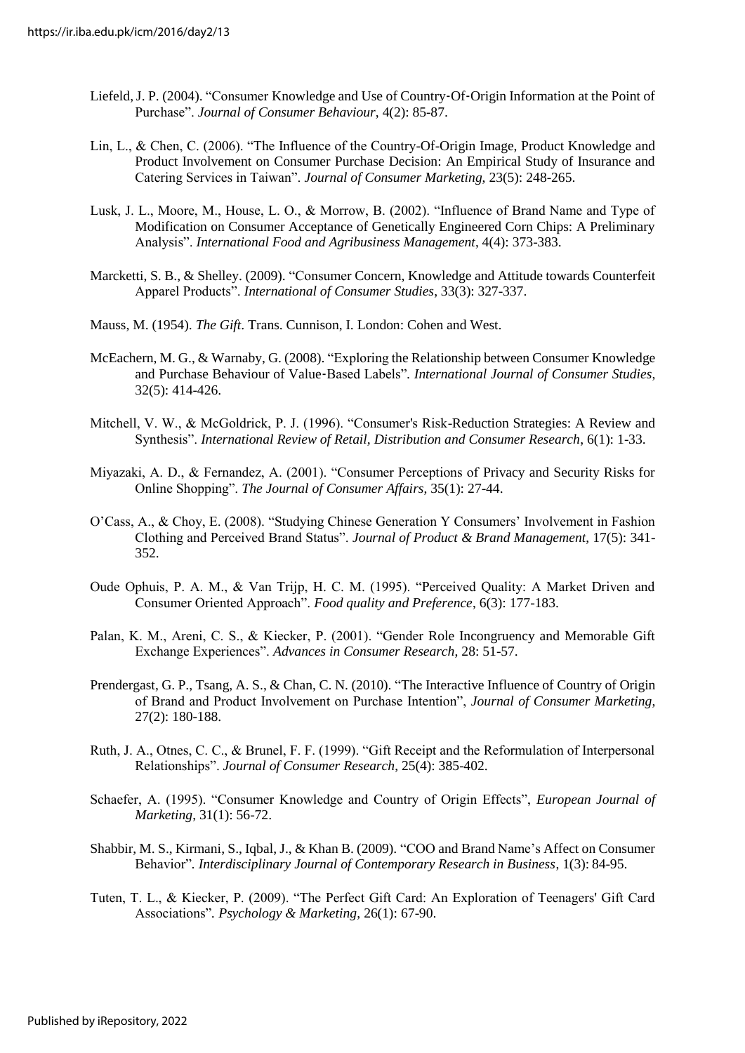Liefeld, J. P. (2004). "Consumer Knowledge and Use of Country‐Of‐Origin Information at the Point of Purchase". *Journal of Consumer Behaviour*, 4(2): 85-87.

Lin, L., & Chen, C. (2006). "The Influence of the Country-Of-Origin Image, Product Knowledge and Product Involvement on Consumer Purchase Decision: An Empirical Study of Insurance and Catering Services in Taiwan". *Journal of Consumer Marketing*, 23(5): 248-265.

Lusk, J. L., Moore, M., House, L. O., & Morrow, B. (2002). "Influence of Brand Name and Type of Modification on Consumer Acceptance of Genetically Engineered Corn Chips: A Preliminary Analysis". *International Food and Agribusiness Management*, 4(4): 373-383.

Marcketti, S. B., & Shelley. (2009). "Consumer Concern, Knowledge and Attitude towards Counterfeit Apparel Products". *International of Consumer Studies*, 33(3): 327-337.

Mauss, M. (1954). *The Gift*. Trans. Cunnison, I. London: Cohen and West.

McEachern, M. G., & Warnaby, G. (2008). "Exploring the Relationship between Consumer Knowledge and Purchase Behaviour of Value‐Based Labels". *International Journal of Consumer Studies*, 32(5): 414-426.

Mitchell, V. W., & McGoldrick, P. J. (1996). "Consumer's Risk-Reduction Strategies: A Review and Synthesis". *International Review of Retail, Distribution and Consumer Research*, 6(1): 1-33.

Miyazaki, A. D., & Fernandez, A. (2001). "Consumer Perceptions of Privacy and Security Risks for Online Shopping". *The Journal of Consumer Affairs*, 35(1): 27-44.

O'Cass, A., & Choy, E. (2008). "Studying Chinese Generation Y Consumers' Involvement in Fashion Clothing and Perceived Brand Status". *Journal of Product & Brand Management*, 17(5): 341-352.

Oude Ophuis, P. A. M., & Van Trijp, H. C. M. (1995). "Perceived Quality: A Market Driven and Consumer Oriented Approach". *Food quality and Preference*, 6(3): 177-183.

Palan, K. M., Areni, C. S., & Kiecker, P. (2001). "Gender Role Incongruency and Memorable Gift Exchange Experiences". *Advances in Consumer Research*, 28: 51-57.

Prendergast, G. P., Tsang, A. S., & Chan, C. N. (2010). "The Interactive Influence of Country of Origin of Brand and Product Involvement on Purchase Intention", *Journal of Consumer Marketing*, 27(2): 180-188.

Ruth, J. A., Otnes, C. C., & Brunel, F. F. (1999). "Gift Receipt and the Reformulation of Interpersonal Relationships". *Journal of Consumer Research*, 25(4): 385-402.

Schaefer, A. (1995). "Consumer Knowledge and Country of Origin Effects", *European Journal of Marketing*, 31(1): 56-72.

Shabbir, M. S., Kirmani, S., Iqbal, J., & Khan B. (2009). "COO and Brand Name's Affect on Consumer Behavior". *Interdisciplinary Journal of Contemporary Research in Business*, 1(3): 84-95.

Tuten, T. L., & Kiecker, P. (2009). "The Perfect Gift Card: An Exploration of Teenagers' Gift Card Associations". *Psychology & Marketing*, 26(1): 67-90.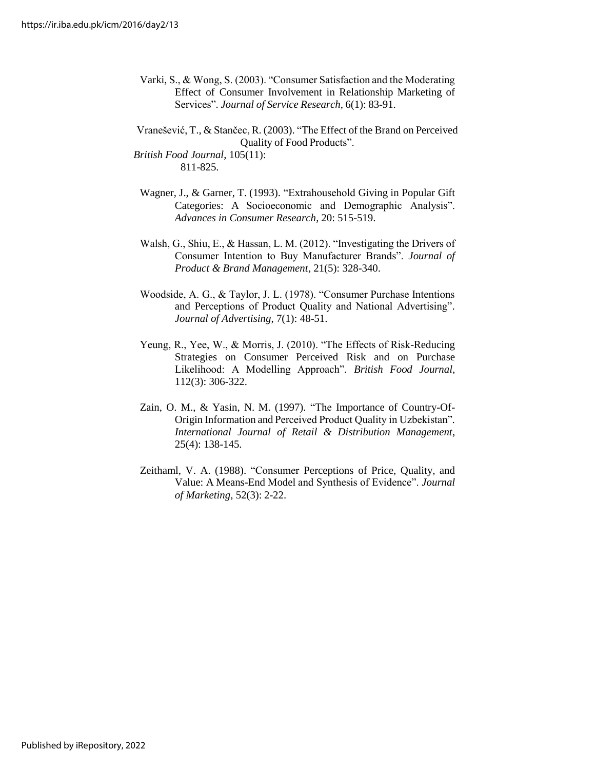Varki, S., & Wong, S. (2003). "Consumer Satisfaction and the Moderating Effect of Consumer Involvement in Relationship Marketing of Services". *Journal of Service Research*, 6(1): 83-91.

Vranešević, T., & Stančec, R. (2003). "The Effect of the Brand on Perceived Quality of Food Products". *British Food Journal*, 105(11): 811-825.

Wagner, J., & Garner, T. (1993). "Extrahousehold Giving in Popular Gift Categories: A Socioeconomic and Demographic Analysis". *Advances in Consumer Research*, 20: 515-519.

Walsh, G., Shiu, E., & Hassan, L. M. (2012). "Investigating the Drivers of Consumer Intention to Buy Manufacturer Brands". *Journal of Product & Brand Management*, 21(5): 328-340.

Woodside, A. G., & Taylor, J. L. (1978). "Consumer Purchase Intentions and Perceptions of Product Quality and National Advertising". *Journal of Advertising*, 7(1): 48-51.

Yeung, R., Yee, W., & Morris, J. (2010). "The Effects of Risk-Reducing Strategies on Consumer Perceived Risk and on Purchase Likelihood: A Modelling Approach". *British Food Journal*, 112(3): 306-322.

Zain, O. M., & Yasin, N. M. (1997). "The Importance of Country-Of-Origin Information and Perceived Product Quality in Uzbekistan". *International Journal of Retail & Distribution Management*, 25(4): 138-145.

Zeithaml, V. A. (1988). "Consumer Perceptions of Price, Quality, and Value: A Means-End Model and Synthesis of Evidence". *Journal of Marketing*, 52(3): 2-22.